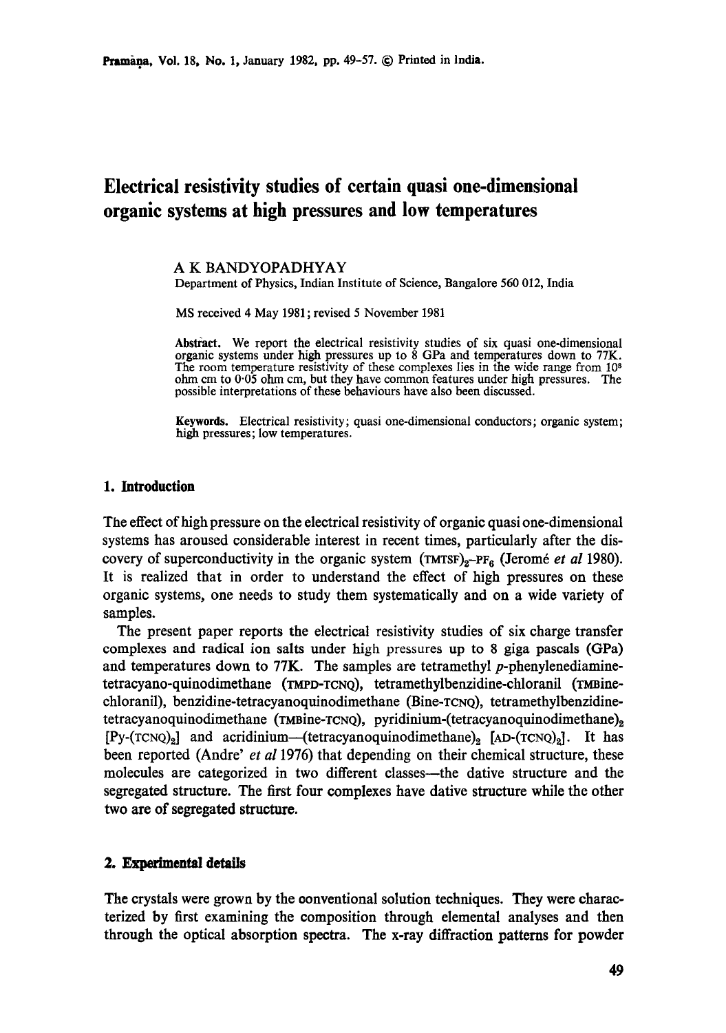# Electrical resistivity studies of certain quasi one-dimensional organic systems at high pressures and low temperatures

A K BANDYOPADHYAY

Department of Physics, Indian Institute of Science, Bangalore 560 012, India

MS received 4 May 1981; revised 5 November 1981

**Abstract.** We report the electrical resistivity studies of six quasi one-dimensional organic systems under high pressures up to 8 GPa and temperatures down to 77K. The room temperature resistivity of these complexes lies in the wide range from $10^8$ ohm cm to 0·05 ohm cm, but they have common features under high pressures. The possible interpretations of these behaviours have also been discussed.

**Keywords.** Electrical resistivity; quasi one-dimensional conductors; organic system; high pressures; low temperatures.

## 1. Introduction

The effect of high pressure on the electrical resistivity of organic quasi one-dimensional systems has aroused considerable interest in recent times, particularly after the discovery of superconductivity in the organic system $(\text{TMTSF})_2$–$\text{PF}_6$ (Jeromé *et al* 1980). It is realized that in order to understand the effect of high pressures on these organic systems, one needs to study them systematically and on a wide variety of samples.

The present paper reports the electrical resistivity studies of six charge transfer complexes and radical ion salts under high pressures up to 8 giga pascals (GPa) and temperatures down to 77K. The samples are tetramethyl *p*-phenylenediamine-tetracyano-quinodimethane (TMPD-TCNQ), tetramethylbenzidine-chloranil (TMBine-chloranil), benzidine-tetracyanoquinodimethane (Bine-TCNQ), tetramethylbenzidine-tetracyanoquinodimethane (TMBine-TCNQ), pyridinium-(tetracyanoquinodimethane)$_2$ [Py-$(\text{TCNQ})_2$] and acridinium—(tetracyanoquinodimethane)$_2$ [AD-$(\text{TCNQ})_2$]. It has been reported (Andre' *et al* 1976) that depending on their chemical structure, these molecules are categorized in two different classes—the dative structure and the segregated structure. The first four complexes have dative structure while the other two are of segregated structure.

## 2. Experimental details

The crystals were grown by the conventional solution techniques. They were characterized by first examining the composition through elemental analyses and then through the optical absorption spectra. The x-ray diffraction patterns for powder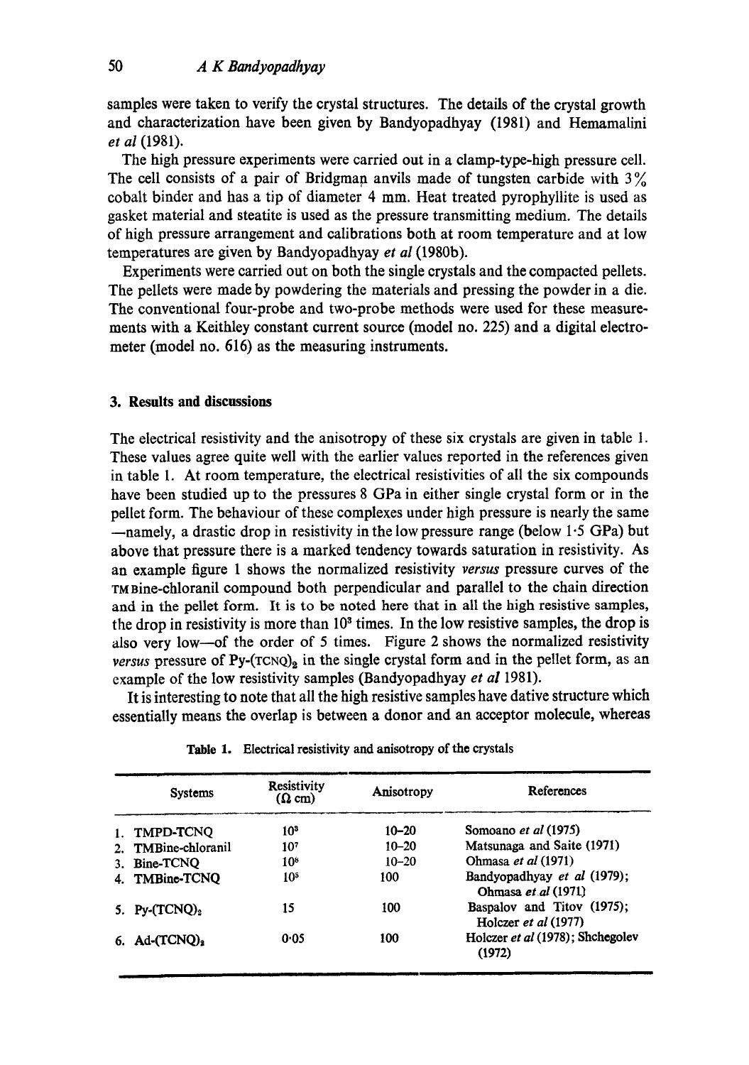samples were taken to verify the crystal structures. The details of the crystal growth and characterization have been given by Bandyopadhyay (1981) and Hemamalini *et al* (1981).

The high pressure experiments were carried out in a clamp-type-high pressure cell. The cell consists of a pair of Bridgman anvils made of tungsten carbide with 3% cobalt binder and has a tip of diameter 4 mm. Heat treated pyrophyllite is used as gasket material and steatite is used as the pressure transmitting medium. The details of high pressure arrangement and calibrations both at room temperature and at low temperatures are given by Bandyopadhyay *et al* (1980b).

Experiments were carried out on both the single crystals and the compacted pellets. The pellets were made by powdering the materials and pressing the powder in a die. The conventional four-probe and two-probe methods were used for these measurements with a Keithley constant current source (model no. 225) and a digital electrometer (model no. 616) as the measuring instruments.

## 3. Results and discussions

The electrical resistivity and the anisotropy of these six crystals are given in table 1. These values agree quite well with the earlier values reported in the references given in table 1. At room temperature, the electrical resistivities of all the six compounds have been studied up to the pressures 8 GPa in either single crystal form or in the pellet form. The behaviour of these complexes under high pressure is nearly the same —namely, a drastic drop in resistivity in the low pressure range (below 1·5 GPa) but above that pressure there is a marked tendency towards saturation in resistivity. As an example figure 1 shows the normalized resistivity *versus* pressure curves of the TMBine-chloranil compound both perpendicular and parallel to the chain direction and in the pellet form. It is to be noted here that in all the high resistive samples, the drop in resistivity is more than $10^3$ times. In the low resistive samples, the drop is also very low—of the order of 5 times. Figure 2 shows the normalized resistivity *versus* pressure of Py-$(TCNQ)_2$ in the single crystal form and in the pellet form, as an example of the low resistivity samples (Bandyopadhyay *et al* 1981).

It is interesting to note that all the high resistive samples have dative structure which essentially means the overlap is between a donor and an acceptor molecule, whereas

**Table 1.** Electrical resistivity and anisotropy of the crystals

| Systems | Resistivity ($\Omega$ cm) | Anisotropy | References |
|---|---|---|---|
| 1. TMPD-TCNQ | $10^3$ | 10–20 | Somoano *et al* (1975) |
| 2. TMBine-chloranil | $10^7$ | 10–20 | Matsunaga and Saite (1971) |
| 3. Bine-TCNQ | $10^6$ | 10–20 | Ohmasa *et al* (1971) |
| 4. TMBine-TCNQ | $10^5$ | 100 | Bandyopadhyay *et al* (1979); Ohmasa *et al* (1971) |
| 5. Py-$(TCNQ)_2$ | 15 | 100 | Baspalov and Titov (1975); Holczer *et al* (1977) |
| 6. Ad-$(TCNQ)_2$ | 0·05 | 100 | Holczer *et al* (1978); Shchegolev (1972) |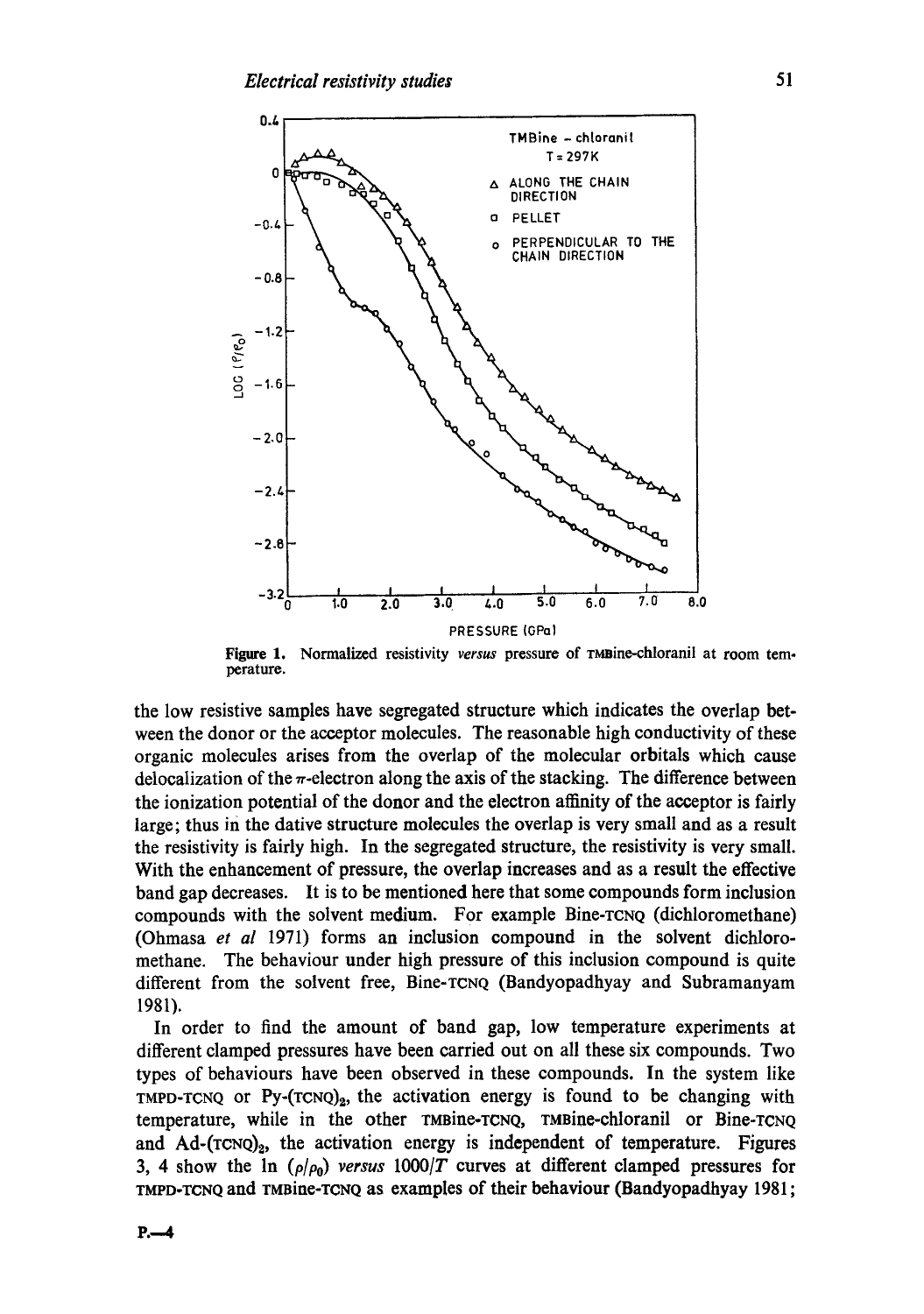Figure 1. Normalized resistivity *versus* pressure of TMBine-chloranil at room temperature.

the low resistive samples have segregated structure which indicates the overlap between the donor or the acceptor molecules. The reasonable high conductivity of these organic molecules arises from the overlap of the molecular orbitals which cause delocalization of the $\pi$-electron along the axis of the stacking. The difference between the ionization potential of the donor and the electron affinity of the acceptor is fairly large; thus in the dative structure molecules the overlap is very small and as a result the resistivity is fairly high. In the segregated structure, the resistivity is very small. With the enhancement of pressure, the overlap increases and as a result the effective band gap decreases. It is to be mentioned here that some compounds form inclusion compounds with the solvent medium. For example Bine-TCNQ (dichloromethane) (Ohmasa *et al* 1971) forms an inclusion compound in the solvent dichloromethane. The behaviour under high pressure of this inclusion compound is quite different from the solvent free, Bine-TCNQ (Bandyopadhyay and Subramanyam 1981).

In order to find the amount of band gap, low temperature experiments at different clamped pressures have been carried out on all these six compounds. Two types of behaviours have been observed in these compounds. In the system like TMPD-TCNQ or Py-$(TCNQ)_2$, the activation energy is found to be changing with temperature, while in the other TMBine-TCNQ, TMBine-chloranil or Bine-TCNQ and Ad-$(TCNQ)_2$, the activation energy is independent of temperature. Figures 3, 4 show the ln $(\rho/\rho_0)$ *versus* $1000/T$ curves at different clamped pressures for TMPD-TCNQ and TMBine-TCNQ as examples of their behaviour (Bandyopadhyay 1981;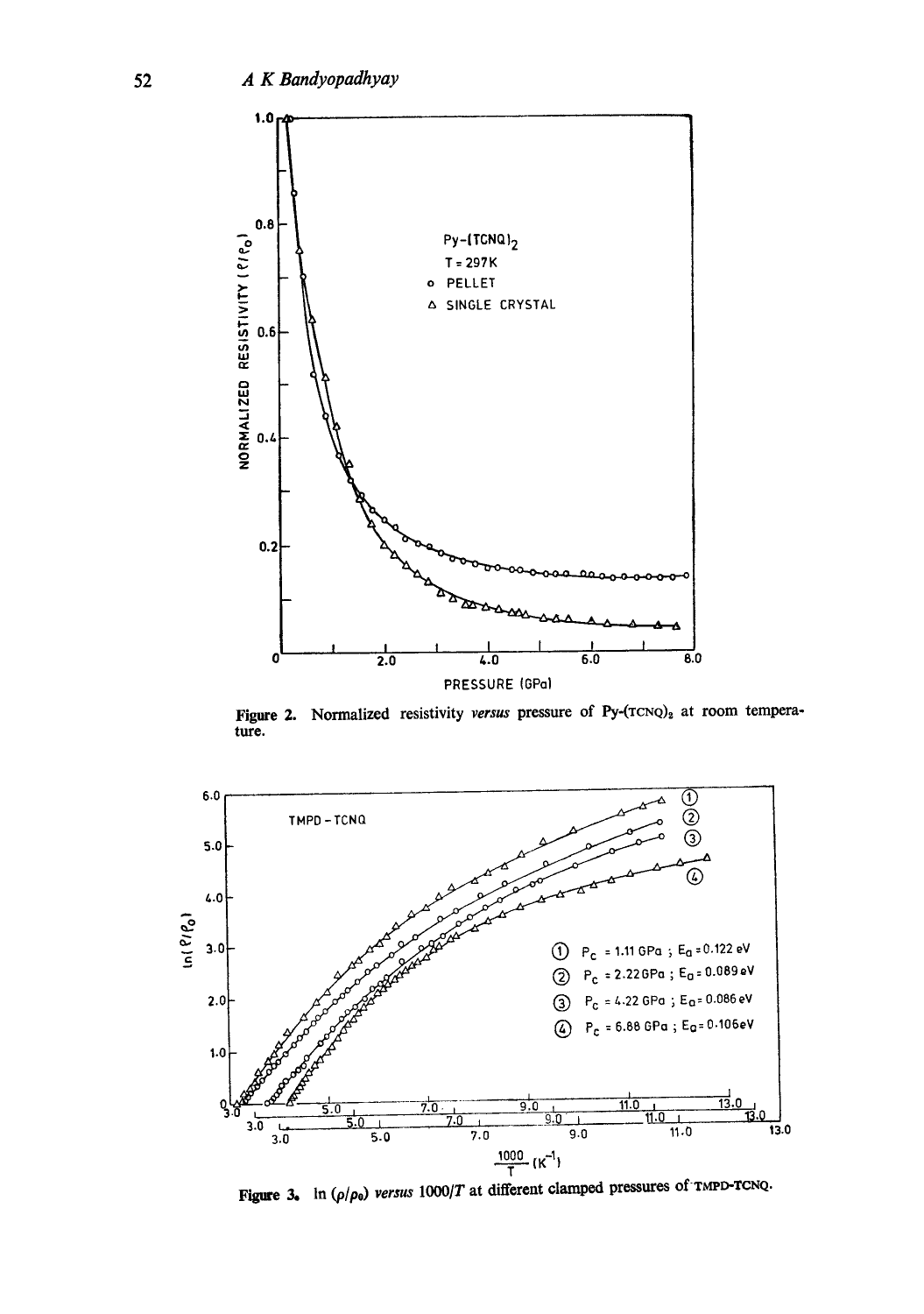Figure 2. Normalized resistivity *versus* pressure of Py-$(TCNQ)_2$ at room temperature.

Figure 3. $\ln(\rho/\rho_0)$ *versus* $1000/T$ at different clamped pressures of TMPD-TCNQ.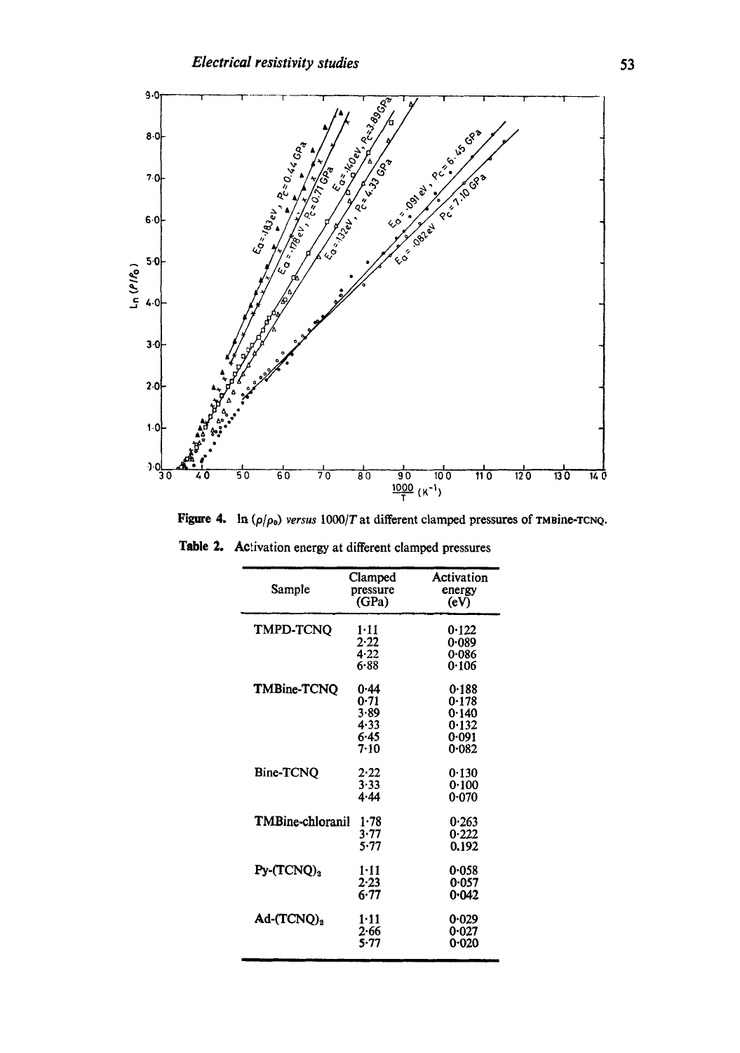**Figure 4.** ln $(\rho/\rho_0)$ *versus* $1000/T$ at different clamped pressures of TMBine-TCNQ.

**Table 2.** Activation energy at different clamped pressures

| Sample | Clamped pressure (GPa) | Activation energy (eV) |
|---|---|---|
| TMPD-TCNQ | 1·11 | 0·122 |
| | 2·22 | 0·089 |
| | 4·22 | 0·086 |
| | 6·88 | 0·106 |
| TMBine-TCNQ | 0·44 | 0·188 |
| | 0·71 | 0·178 |
| | 3·89 | 0·140 |
| | 4·33 | 0·132 |
| | 6·45 | 0·091 |
| | 7·10 | 0·082 |
| Bine-TCNQ | 2·22 | 0·130 |
| | 3·33 | 0·100 |
| | 4·44 | 0·070 |
| TMBine-chloranil | 1·78 | 0·263 |
| | 3·77 | 0·222 |
| | 5·77 | 0.192 |
| Py-$(TCNQ)_2$ | 1·11 | 0·058 |
| | 2·23 | 0·057 |
| | 6·77 | 0·042 |
| Ad-$(TCNQ)_2$ | 1·11 | 0·029 |
| | 2·66 | 0·027 |
| | 5·77 | 0·020 |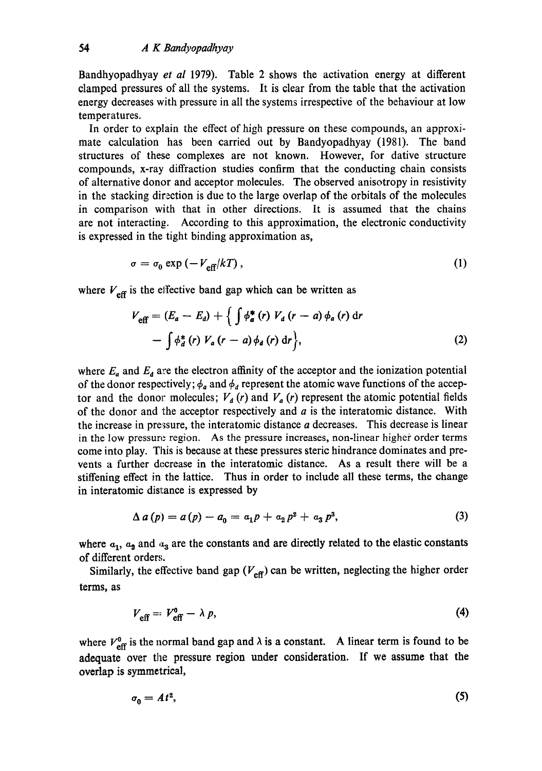Bandhyopadhyay *et al* 1979). Table 2 shows the activation energy at different clamped pressures of all the systems. It is clear from the table that the activation energy decreases with pressure in all the systems irrespective of the behaviour at low temperatures.

In order to explain the effect of high pressure on these compounds, an approximate calculation has been carried out by Bandyopadhyay (1981). The band structures of these complexes are not known. However, for dative structure compounds, x-ray diffraction studies confirm that the conducting chain consists of alternative donor and acceptor molecules. The observed anisotropy in resistivity in the stacking direction is due to the large overlap of the orbitals of the molecules in comparison with that in other directions. It is assumed that the chains are not interacting. According to this approximation, the electronic conductivity is expressed in the tight binding approximation as,

$$\sigma = \sigma_0 \exp\left(-V_{\text{eff}}/kT\right), \tag{1}$$

where $V_{\text{eff}}$ is the effective band gap which can be written as

$$V_{\text{eff}} = (E_a - E_d) + \left\{ \int \phi_a^* (r)\, V_d (r - a)\, \phi_a (r)\, \mathrm{d}r - \int \phi_d^* (r)\, V_a (r - a)\, \phi_d (r)\, \mathrm{d}r \right\}, \tag{2}$$

where $E_a$ and $E_d$ are the electron affinity of the acceptor and the ionization potential of the donor respectively; $\phi_a$ and $\phi_d$ represent the atomic wave functions of the acceptor and the donor molecules; $V_d(r)$ and $V_a(r)$ represent the atomic potential fields of the donor and the acceptor respectively and $a$ is the interatomic distance. With the increase in pressure, the interatomic distance $a$ decreases. This decrease is linear in the low pressure region. As the pressure increases, non-linear higher order terms come into play. This is because at these pressures steric hindrance dominates and prevents a further decrease in the interatomic distance. As a result there will be a stiffening effect in the lattice. Thus in order to include all these terms, the change in interatomic distance is expressed by

$$\Delta a(p) = a(p) - a_0 = \alpha_1 p + \alpha_2 p^2 + \alpha_3 p^3, \tag{3}$$

where $\alpha_1$, $\alpha_2$ and $\alpha_3$ are the constants and are directly related to the elastic constants of different orders.

Similarly, the effective band gap ($V_{\text{eff}}$) can be written, neglecting the higher order terms, as

$$V_{\text{eff}} = V_{\text{eff}}^0 - \lambda p, \tag{4}$$

where $V_{\text{eff}}^0$ is the normal band gap and $\lambda$ is a constant. A linear term is found to be adequate over the pressure region under consideration. If we assume that the overlap is symmetrical,

$$\sigma_0 = A t^2, \tag{5}$$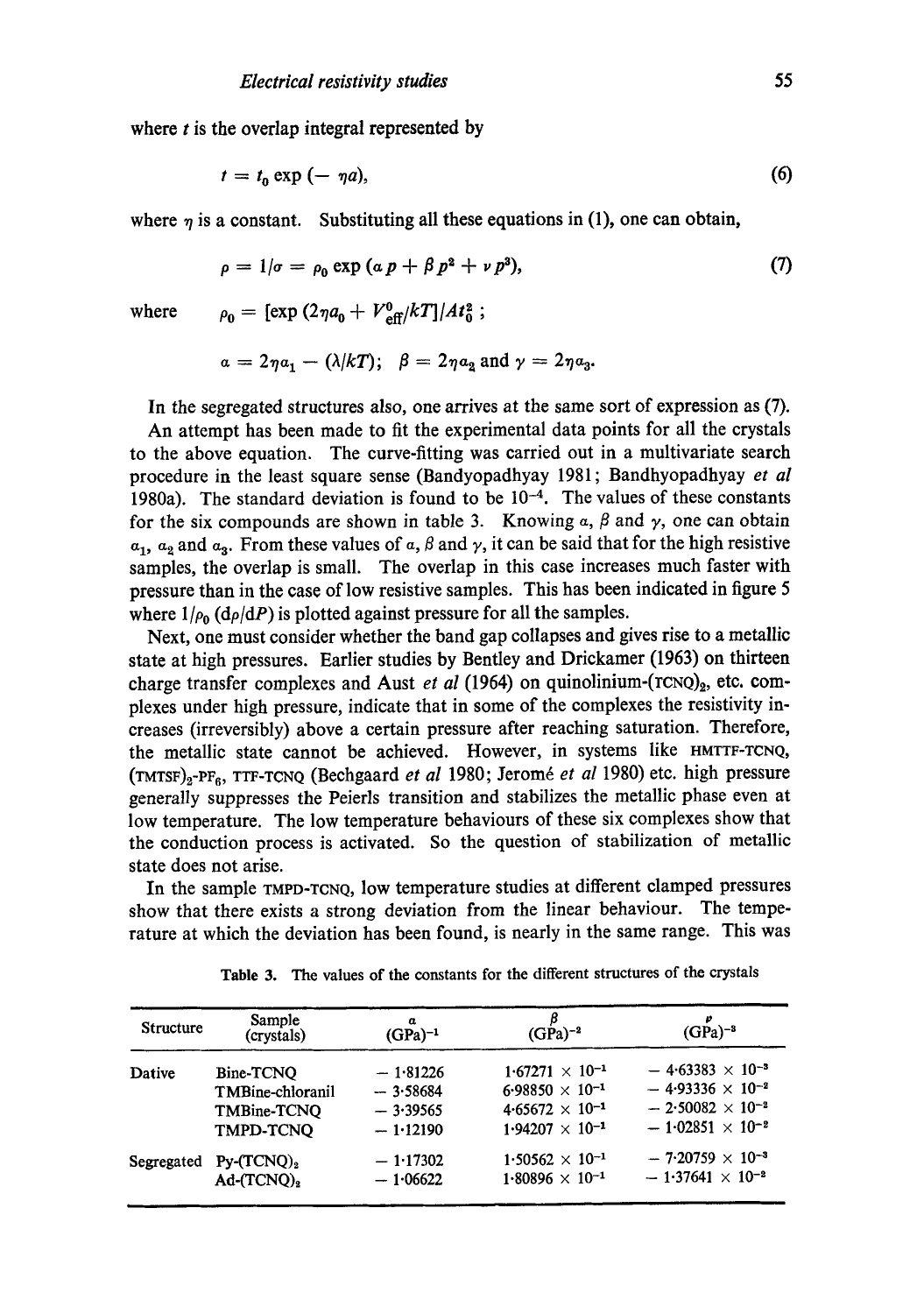where $t$ is the overlap integral represented by

$$t = t_0 \exp(-\eta a), \tag{6}$$

where $\eta$ is a constant. Substituting all these equations in (1), one can obtain,

$$\rho = 1/\sigma = \rho_0 \exp(\alpha p + \beta p^2 + \nu p^3), \tag{7}$$

where $\rho_0 = [\exp(2\eta a_0 + V^0_{\text{eff}}/kT]/At_0^2$ ;

$$\alpha = 2\eta a_1 - (\lambda/kT); \quad \beta = 2\eta a_2 \text{ and } \gamma = 2\eta a_3.$$

In the segregated structures also, one arrives at the same sort of expression as (7).

An attempt has been made to fit the experimental data points for all the crystals to the above equation. The curve-fitting was carried out in a multivariate search procedure in the least square sense (Bandyopadhyay 1981; Bandhyopadhyay *et al* 1980a). The standard deviation is found to be $10^{-4}$. The values of these constants for the six compounds are shown in table 3. Knowing $\alpha$, $\beta$ and $\gamma$, one can obtain $a_1$, $a_2$ and $a_3$. From these values of $\alpha$, $\beta$ and $\gamma$, it can be said that for the high resistive samples, the overlap is small. The overlap in this case increases much faster with pressure than in the case of low resistive samples. This has been indicated in figure 5 where $1/\rho_0\,(\mathrm{d}\rho/\mathrm{d}P)$ is plotted against pressure for all the samples.

Next, one must consider whether the band gap collapses and gives rise to a metallic state at high pressures. Earlier studies by Bentley and Drickamer (1963) on thirteen charge transfer complexes and Aust *et al* (1964) on quinolinium-(TCNQ)$_2$, etc. complexes under high pressure, indicate that in some of the complexes the resistivity increases (irreversibly) above a certain pressure after reaching saturation. Therefore, the metallic state cannot be achieved. However, in systems like HMTTF-TCNQ, (TMTSF)$_2$-PF$_6$, TTF-TCNQ (Bechgaard *et al* 1980; Jeromé *et al* 1980) etc. high pressure generally suppresses the Peierls transition and stabilizes the metallic phase even at low temperature. The low temperature behaviours of these six complexes show that the conduction process is activated. So the question of stabilization of metallic state does not arise.

In the sample TMPD-TCNQ, low temperature studies at different clamped pressures show that there exists a strong deviation from the linear behaviour. The temperature at which the deviation has been found, is nearly in the same range. This was

Table 3. The values of the constants for the different structures of the crystals

| Structure | Sample (crystals) | $\alpha$ (GPa)$^{-1}$ | $\beta$ (GPa)$^{-2}$ | $\nu$ (GPa)$^{-3}$ |
|---|---|---|---|---|
| Dative | Bine-TCNQ | $-1.81226$ | $1.67271 \times 10^{-1}$ | $-4.63383 \times 10^{-3}$ |
| | TMBine-chloranil | $-3.58684$ | $6.98850 \times 10^{-1}$ | $-4.93336 \times 10^{-2}$ |
| | TMBine-TCNQ | $-3.39565$ | $4.65672 \times 10^{-1}$ | $-2.50082 \times 10^{-2}$ |
| | TMPD-TCNQ | $-1.12190$ | $1.94207 \times 10^{-1}$ | $-1.02851 \times 10^{-2}$ |
| Segregated | Py-(TCNQ)$_2$ | $-1.17302$ | $1.50562 \times 10^{-1}$ | $-7.20759 \times 10^{-3}$ |
| | Ad-(TCNQ)$_2$ | $-1.06622$ | $1.80896 \times 10^{-1}$ | $-1.37641 \times 10^{-2}$ |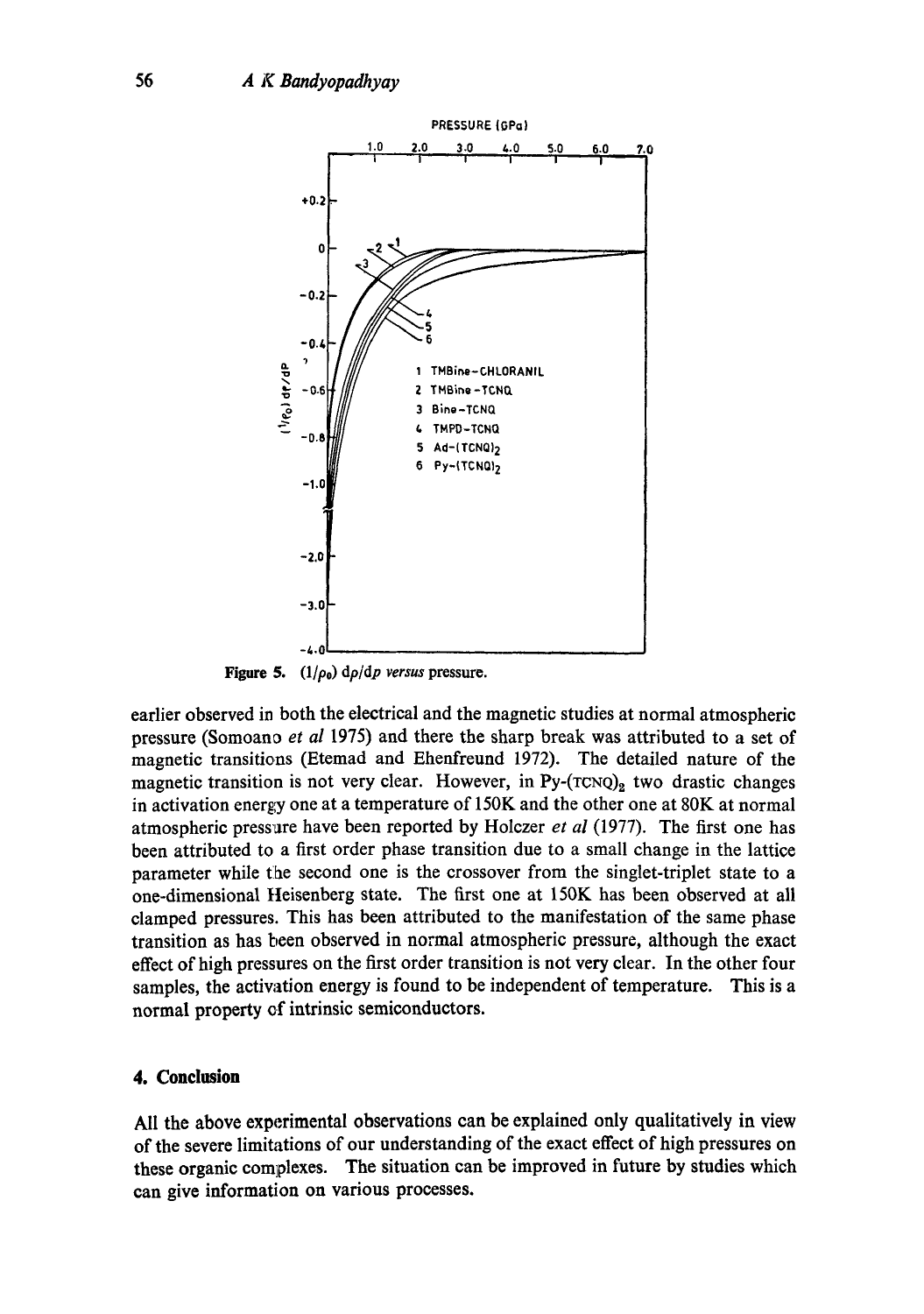Figure 5. $(1/\rho_0)\, \mathrm{d}\rho/\mathrm{d}p$ *versus* pressure.

earlier observed in both the electrical and the magnetic studies at normal atmospheric pressure (Somoano *et al* 1975) and there the sharp break was attributed to a set of magnetic transitions (Etemad and Ehenfreund 1972). The detailed nature of the magnetic transition is not very clear. However, in Py-(TCNQ)$_2$ two drastic changes in activation energy one at a temperature of 150K and the other one at 80K at normal atmospheric pressure have been reported by Holczer *et al* (1977). The first one has been attributed to a first order phase transition due to a small change in the lattice parameter while the second one is the crossover from the singlet-triplet state to a one-dimensional Heisenberg state. The first one at 150K has been observed at all clamped pressures. This has been attributed to the manifestation of the same phase transition as has been observed in normal atmospheric pressure, although the exact effect of high pressures on the first order transition is not very clear. In the other four samples, the activation energy is found to be independent of temperature. This is a normal property of intrinsic semiconductors.

## 4. Conclusion

All the above experimental observations can be explained only qualitatively in view of the severe limitations of our understanding of the exact effect of high pressures on these organic complexes. The situation can be improved in future by studies which can give information on various processes.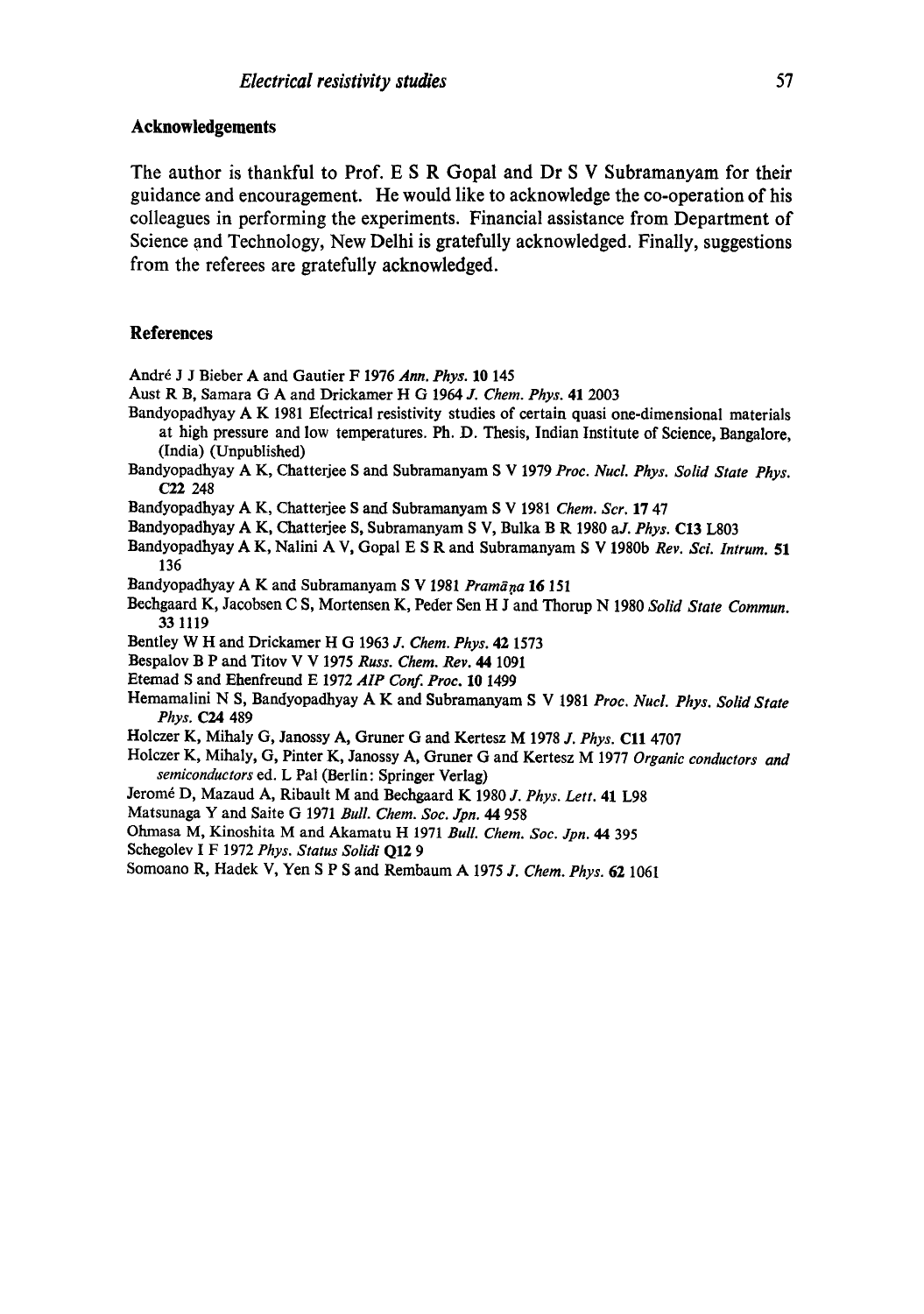## Acknowledgements

The author is thankful to Prof. E S R Gopal and Dr S V Subramanyam for their guidance and encouragement. He would like to acknowledge the co-operation of his colleagues in performing the experiments. Financial assistance from Department of Science and Technology, New Delhi is gratefully acknowledged. Finally, suggestions from the referees are gratefully acknowledged.

## References

André J J Bieber A and Gautier F 1976 *Ann. Phys.* **10** 145

Aust R B, Samara G A and Drickamer H G 1964 *J. Chem. Phys.* **41** 2003

Bandyopadhyay A K 1981 Electrical resistivity studies of certain quasi one-dimensional materials at high pressure and low temperatures. Ph. D. Thesis, Indian Institute of Science, Bangalore, (India) (Unpublished)

Bandyopadhyay A K, Chatterjee S and Subramanyam S V 1979 *Proc. Nucl. Phys. Solid State Phys.* **C22** 248

Bandyopadhyay A K, Chatterjee S and Subramanyam S V 1981 *Chem. Scr.* **17** 47

Bandyopadhyay A K, Chatterjee S, Subramanyam S V, Bulka B R 1980 a*J. Phys.* **C13** L803

Bandyopadhyay A K, Nalini A V, Gopal E S R and Subramanyam S V 1980b *Rev. Sci. Intrum.* **51** 136

Bandyopadhyay A K and Subramanyam S V 1981 *Pramāṇa* **16** 151

Bechgaard K, Jacobsen C S, Mortensen K, Peder Sen H J and Thorup N 1980 *Solid State Commun.* **33** 1119

Bentley W H and Drickamer H G 1963 *J. Chem. Phys.* **42** 1573

Bespalov B P and Titov V V 1975 *Russ. Chem. Rev.* **44** 1091

Etemad S and Ehenfreund E 1972 *AIP Conf. Proc.* **10** 1499

Hemamalini N S, Bandyopadhyay A K and Subramanyam S V 1981 *Proc. Nucl. Phys. Solid State Phys.* **C24** 489

Holczer K, Mihaly G, Janossy A, Gruner G and Kertesz M 1978 *J. Phys.* **C11** 4707

Holczer K, Mihaly, G, Pinter K, Janossy A, Gruner G and Kertesz M 1977 *Organic conductors and semiconductors* ed. L Pal (Berlin: Springer Verlag)

Jeromé D, Mazaud A, Ribault M and Bechgaard K 1980 *J. Phys. Lett.* **41** L98

Matsunaga Y and Saite G 1971 *Bull. Chem. Soc. Jpn.* **44** 958

Ohmasa M, Kinoshita M and Akamatu H 1971 *Bull. Chem. Soc. Jpn.* **44** 395

Schegolev I F 1972 *Phys. Status Solidi* **Q12** 9

Somoano R, Hadek V, Yen S P S and Rembaum A 1975 *J. Chem. Phys.* **62** 1061